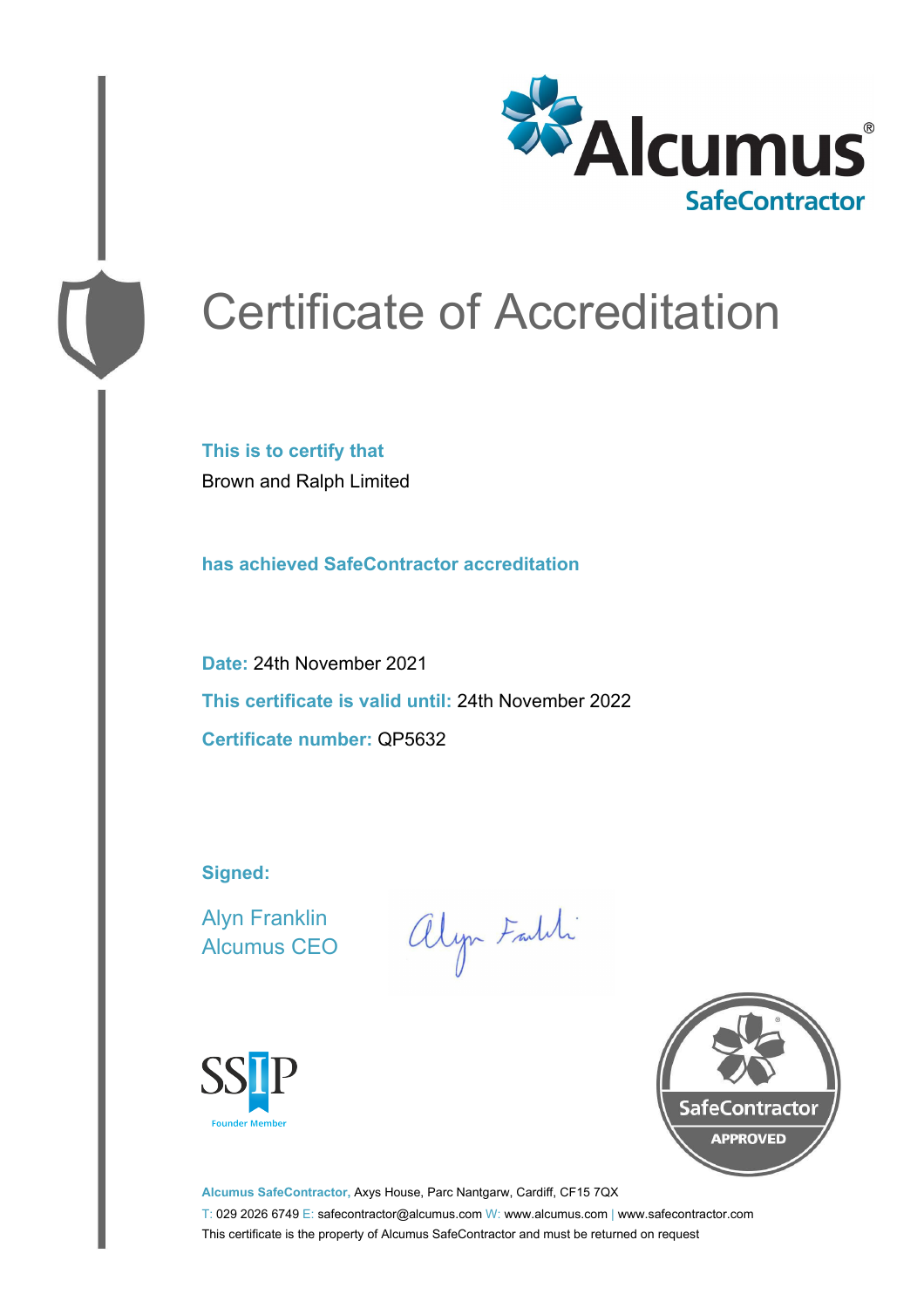Alcumus®
SafeContractor

# Certificate of Accreditation

**This is to certify that**

Brown and Ralph Limited

**has achieved SafeContractor accreditation**

**Date:** 24th November 2021

**This certificate is valid until:** 24th November 2022

**Certificate number:** QP5632

**Signed:**

Alyn Franklin
Alcumus CEO

SSIP
Founder Member

SafeContractor
APPROVED

**Alcumus SafeContractor,** Axys House, Parc Nantgarw, Cardiff, CF15 7QX

T: 029 2026 6749 E: safecontractor@alcumus.com W: www.alcumus.com | www.safecontractor.com

This certificate is the property of Alcumus SafeContractor and must be returned on request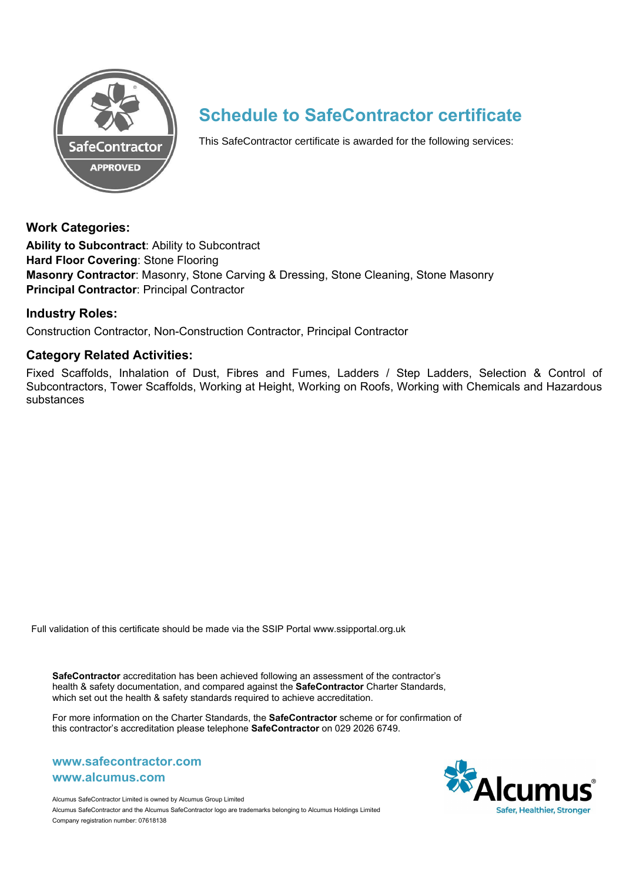# Schedule to SafeContractor certificate

This SafeContractor certificate is awarded for the following services:

### Work Categories:

**Ability to Subcontract**: Ability to Subcontract
**Hard Floor Covering**: Stone Flooring
**Masonry Contractor**: Masonry, Stone Carving & Dressing, Stone Cleaning, Stone Masonry
**Principal Contractor**: Principal Contractor

### Industry Roles:

Construction Contractor, Non-Construction Contractor, Principal Contractor

### Category Related Activities:

Fixed Scaffolds, Inhalation of Dust, Fibres and Fumes, Ladders / Step Ladders, Selection & Control of Subcontractors, Tower Scaffolds, Working at Height, Working on Roofs, Working with Chemicals and Hazardous substances

Full validation of this certificate should be made via the SSIP Portal www.ssipportal.org.uk

**SafeContractor** accreditation has been achieved following an assessment of the contractor's health & safety documentation, and compared against the **SafeContractor** Charter Standards, which set out the health & safety standards required to achieve accreditation.

For more information on the Charter Standards, the **SafeContractor** scheme or for confirmation of this contractor's accreditation please telephone **SafeContractor** on 029 2026 6749.

**www.safecontractor.com**
**www.alcumus.com**

Alcumus SafeContractor Limited is owned by Alcumus Group Limited
Alcumus SafeContractor and the Alcumus SafeContractor logo are trademarks belonging to Alcumus Holdings Limited
Company registration number: 07618138

Alcumus® Safer, Healthier, Stronger